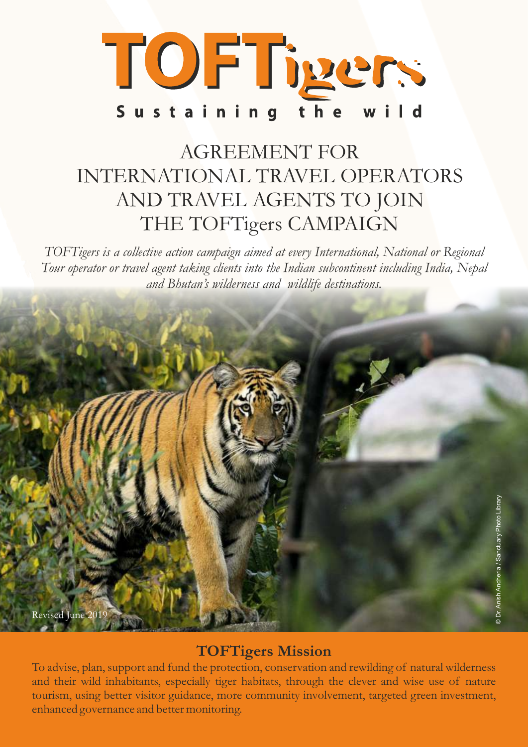# TOFTigers

Sustaining the wild

## AGREEMENT FOR INTERNATIONAL TRAVEL OPERATORS AND TRAVEL AGENTS TO JOIN THE TOFTigers CAMPAIGN

*TOFTigers is a collective action campaign aimed at every International, National or Regional Tour operator or travel agent taking clients into the Indian subcontinent including India, Nepal and Bhutan's wilderness and wildlife destinations.*

Revised June 2019

© Dr. Anish Andheria / Sanctuary Photo Library

### TOFTigers Mission

To advise, plan, support and fund the protection, conservation and rewilding of natural wilderness and their wild inhabitants, especially tiger habitats, through the clever and wise use of nature tourism, using better visitor guidance, more community involvement, targeted green investment, enhanced governance and better monitoring.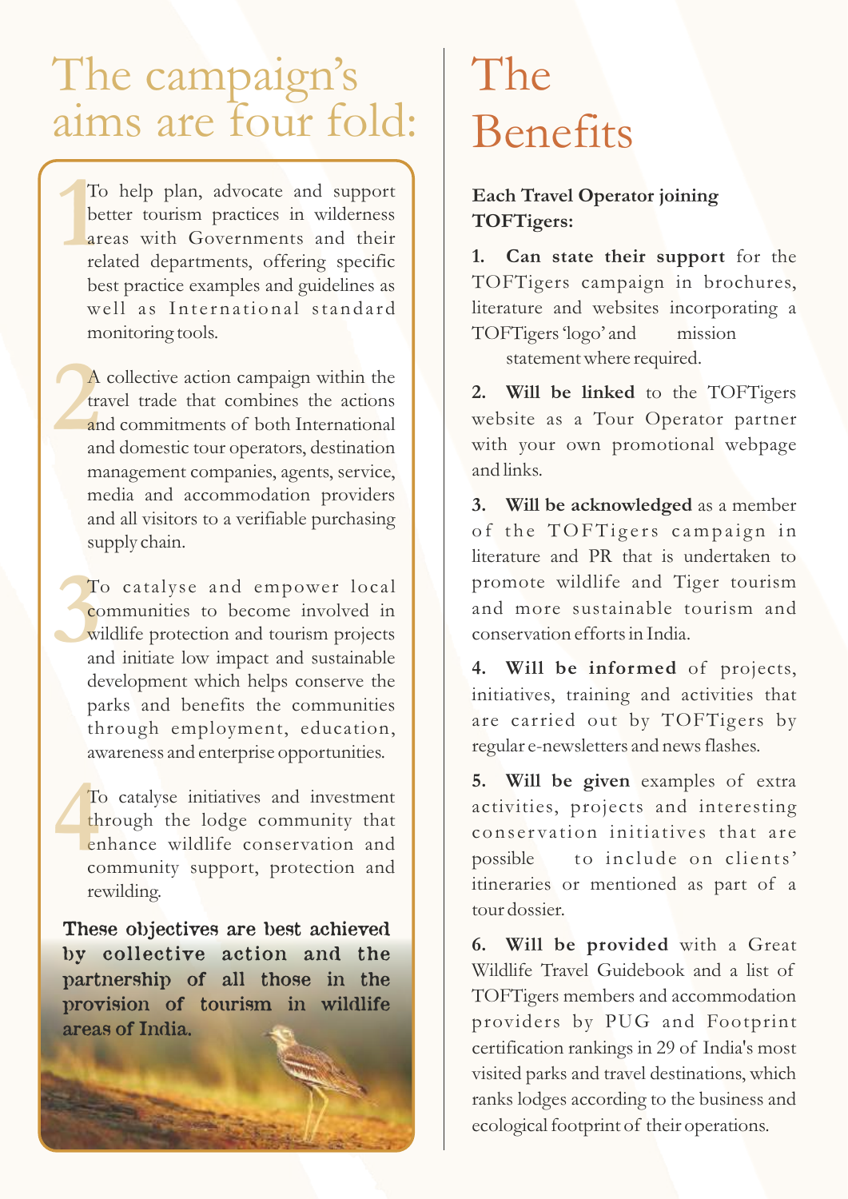# The campaign's aims are four fold:

1. To help plan, advocate and support better tourism practices in wilderness areas with Governments and their related departments, offering specific best practice examples and guidelines as well as International standard monitoring tools.

2. A collective action campaign within the travel trade that combines the actions and commitments of both International and domestic tour operators, destination management companies, agents, service, media and accommodation providers and all visitors to a verifiable purchasing supply chain.

3. To catalyse and empower local communities to become involved in wildlife protection and tourism projects and initiate low impact and sustainable development which helps conserve the parks and benefits the communities through employment, education, awareness and enterprise opportunities.

4. To catalyse initiatives and investment through the lodge community that enhance wildlife conservation and community support, protection and rewilding.

**These objectives are best achieved by collective action and the partnership of all those in the provision of tourism in wildlife areas of India.**

# The Benefits

**Each Travel Operator joining TOFTigers:**

1. **Can state their support** for the TOFTigers campaign in brochures, literature and websites incorporating a TOFTigers 'logo' and mission statement where required.

2. **Will be linked** to the TOFTigers website as a Tour Operator partner with your own promotional webpage and links.

3. **Will be acknowledged** as a member of the TOFTigers campaign in literature and PR that is undertaken to promote wildlife and Tiger tourism and more sustainable tourism and conservation efforts in India.

4. **Will be informed** of projects, initiatives, training and activities that are carried out by TOFTigers by regular e-newsletters and news flashes.

5. **Will be given** examples of extra activities, projects and interesting conservation initiatives that are possible to include on clients' itineraries or mentioned as part of a tour dossier.

6. **Will be provided** with a Great Wildlife Travel Guidebook and a list of TOFTigers members and accommodation providers by PUG and Footprint certification rankings in 29 of India's most visited parks and travel destinations, which ranks lodges according to the business and ecological footprint of their operations.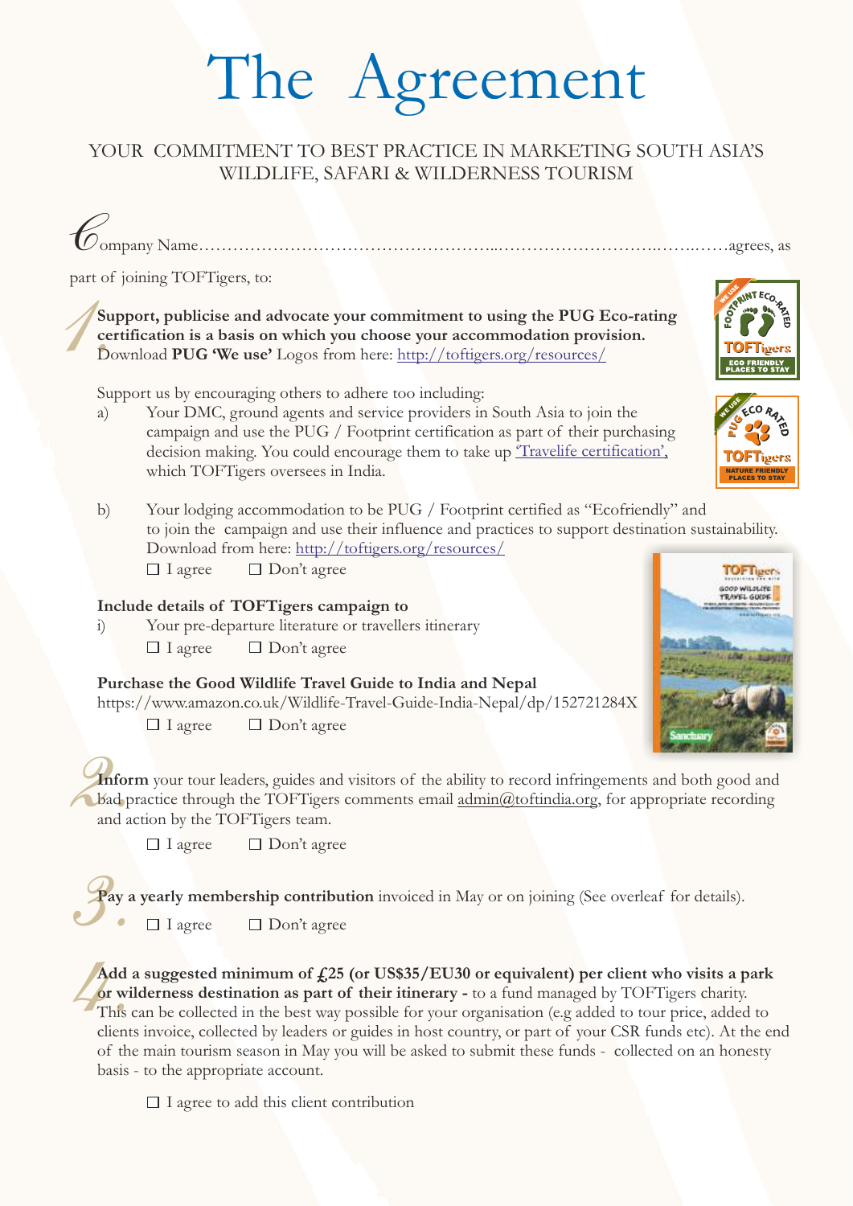# The Agreement

YOUR COMMITMENT TO BEST PRACTICE IN MARKETING SOUTH ASIA'S WILDLIFE, SAFARI & WILDERNESS TOURISM

Company Name……………………………………………...………………………..…….……agrees, as part of joining TOFTigers, to:

1. **Support, publicise and advocate your commitment to using the PUG Eco-rating certification is a basis on which you choose your accommodation provision.** Download **PUG 'We use'** Logos from here: http://toftigers.org/resources/

   Support us by encouraging others to adhere too including:

   a) Your DMC, ground agents and service providers in South Asia to join the campaign and use the PUG / Footprint certification as part of their purchasing decision making. You could encourage them to take up 'Travelife certification', which TOFTigers oversees in India.

   b) Your lodging accommodation to be PUG / Footprint certified as "Ecofriendly" and to join the campaign and use their influence and practices to support destination sustainability. Download from here: http://toftigers.org/resources/

   ☐ I agree ☐ Don't agree

   **Include details of TOFTigers campaign to**

   i) Your pre-departure literature or travellers itinerary

   ☐ I agree ☐ Don't agree

   **Purchase the Good Wildlife Travel Guide to India and Nepal**

   https://www.amazon.co.uk/Wildlife-Travel-Guide-India-Nepal/dp/152721284X

   ☐ I agree ☐ Don't agree

2. **Inform** your tour leaders, guides and visitors of the ability to record infringements and both good and bad practice through the TOFTigers comments email admin@toftindia.org, for appropriate recording and action by the TOFTigers team.

   ☐ I agree ☐ Don't agree

3. **Pay a yearly membership contribution** invoiced in May or on joining (See overleaf for details).

   ☐ I agree ☐ Don't agree

4. **Add a suggested minimum of £25 (or US$35/EU30 or equivalent) per client who visits a park or wilderness destination as part of their itinerary -** to a fund managed by TOFTigers charity. This can be collected in the best way possible for your organisation (e.g added to tour price, added to clients invoice, collected by leaders or guides in host country, or part of your CSR funds etc). At the end of the main tourism season in May you will be asked to submit these funds - collected on an honesty basis - to the appropriate account.

   ☐ I agree to add this client contribution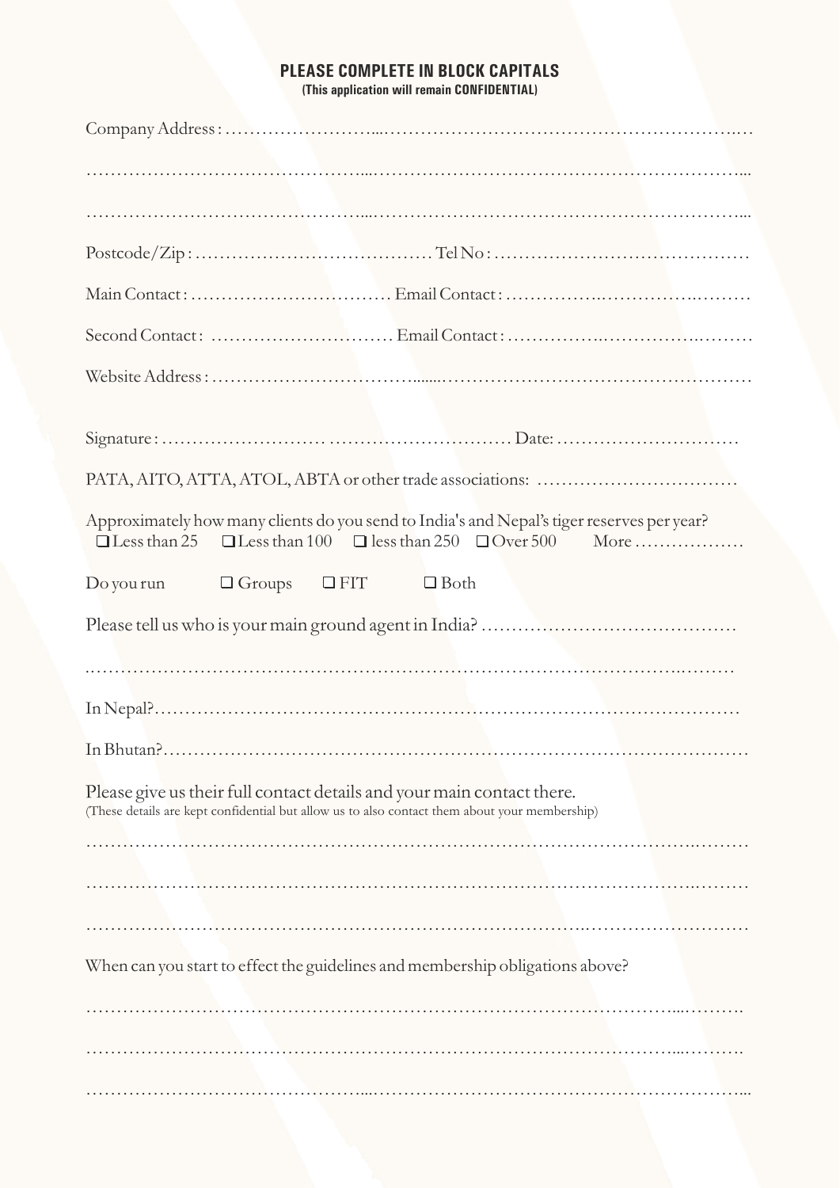**PLEASE COMPLETE IN BLOCK CAPITALS**
**(This application will remain CONFIDENTIAL)**

Company Address : ……………………………………………………………………………………

……………………………………………………………………………………………………

……………………………………………………………………………………………………

Postcode/Zip : ………………………………… Tel No : ……………………………………

Main Contact : …………………………… Email Contact : ……………………………………

Second Contact : ………………………… Email Contact : ……………………………………

Website Address : ……………………………………………………………………………

Signature : ……………………… ………………………… Date: …………………………

PATA, AITO, ATTA, ATOL, ABTA or other trade associations: ……………………………

Approximately how many clients do you send to India's and Nepal's tiger reserves per year?

❑ Less than 25 ❑ Less than 100 ❑ less than 250 ❑ Over 500 More ………………

Do you run ❑ Groups ❑ FIT ❑ Both

Please tell us who is your main ground agent in India? ……………………………………

……………………………………………………………………………………………………

In Nepal? ……………………………………………………………………………………

In Bhutan? ……………………………………………………………………………………

Please give us their full contact details and your main contact there.
(These details are kept confidential but allow us to also contact them about your membership)

……………………………………………………………………………………………………

……………………………………………………………………………………………………

……………………………………………………………………………………………………

When can you start to effect the guidelines and membership obligations above?

……………………………………………………………………………………………………

……………………………………………………………………………………………………

……………………………………………………………………………………………………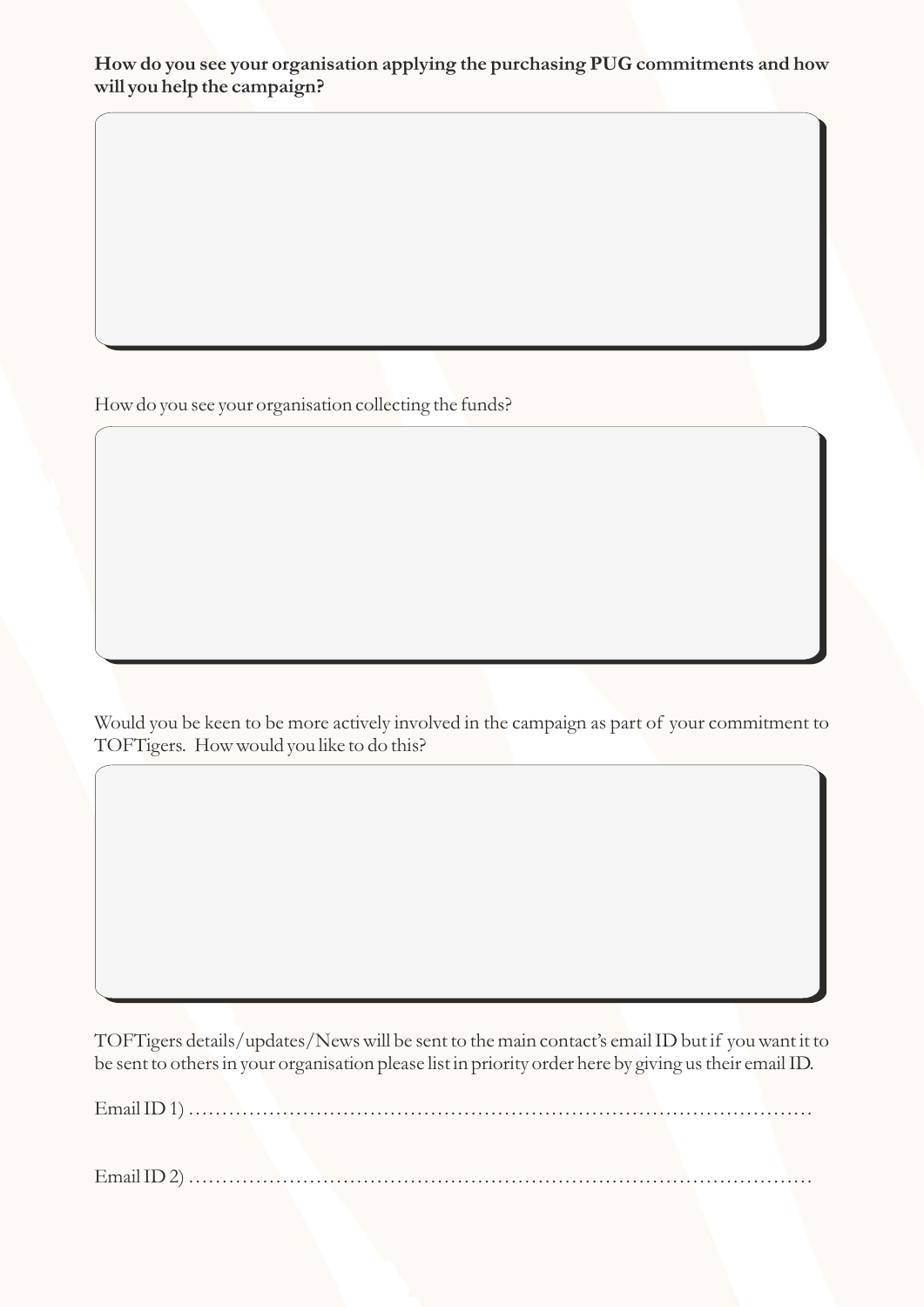**How do you see your organisation applying the purchasing PUG commitments and how will you help the campaign?**

How do you see your organisation collecting the funds?

Would you be keen to be more actively involved in the campaign as part of your commitment to TOFTigers. How would you like to do this?

TOFTigers details/updates/News will be sent to the main contact's email ID but if you want it to be sent to others in your organisation please list in priority order here by giving us their email ID.

Email ID 1) ……………………………………………………………………………………

Email ID 2) ……………………………………………………………………………………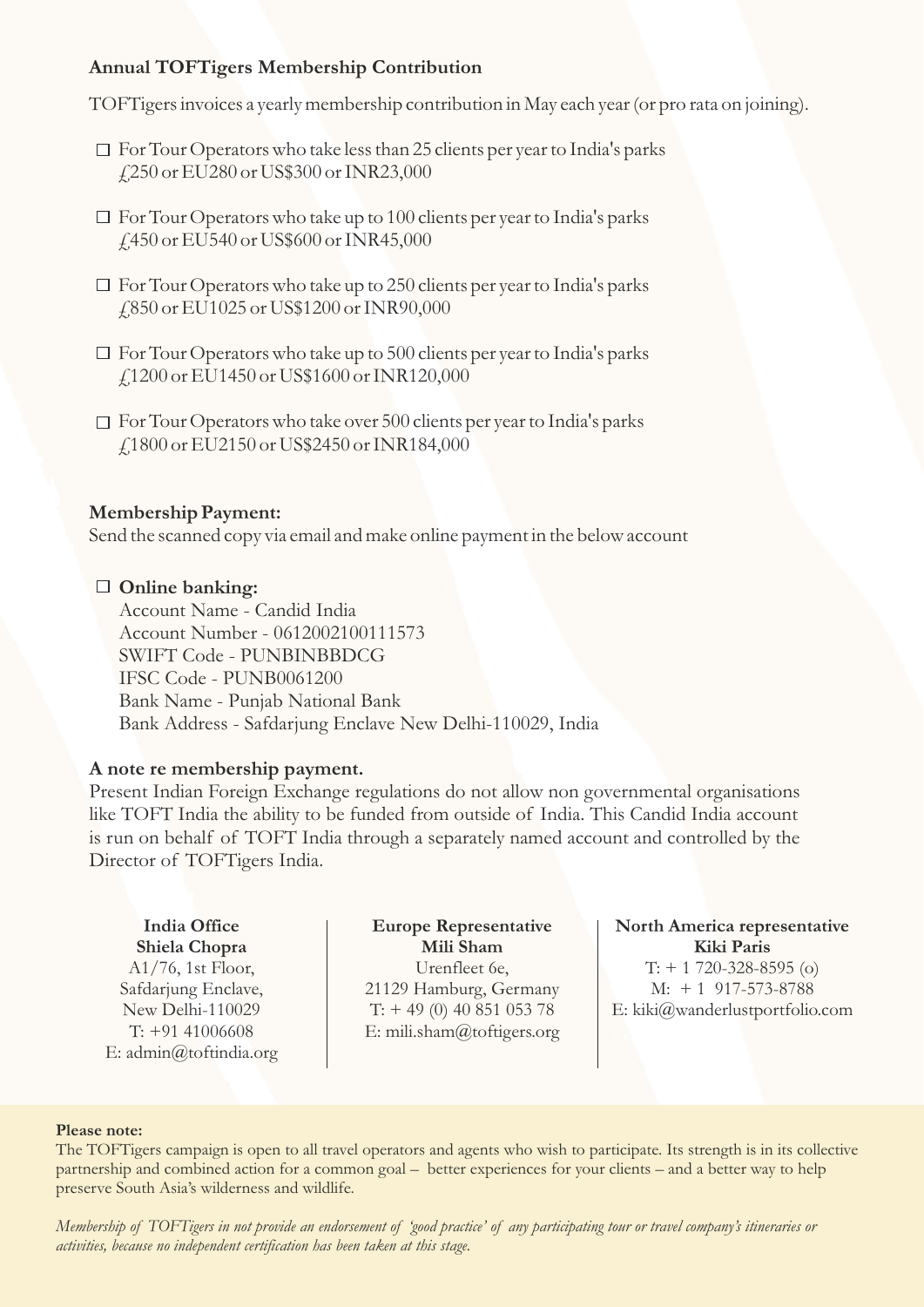**Annual TOFTigers Membership Contribution**

TOFTigers invoices a yearly membership contribution in May each year (or pro rata on joining).

- ☐ For Tour Operators who take less than 25 clients per year to India's parks
  £250 or EU280 or US$300 or INR23,000
- ☐ For Tour Operators who take up to 100 clients per year to India's parks
  £450 or EU540 or US$600 or INR45,000
- ☐ For Tour Operators who take up to 250 clients per year to India's parks
  £850 or EU1025 or US$1200 or INR90,000
- ☐ For Tour Operators who take up to 500 clients per year to India's parks
  £1200 or EU1450 or US$1600 or INR120,000
- ☐ For Tour Operators who take over 500 clients per year to India's parks
  £1800 or EU2150 or US$2450 or INR184,000

**Membership Payment:**
Send the scanned copy via email and make online payment in the below account

☐ **Online banking:**
Account Name - Candid India
Account Number - 0612002100111573
SWIFT Code - PUNBINBBDCG
IFSC Code - PUNB0061200
Bank Name - Punjab National Bank
Bank Address - Safdarjung Enclave New Delhi-110029, India

**A note re membership payment.**
Present Indian Foreign Exchange regulations do not allow non governmental organisations like TOFT India the ability to be funded from outside of India. This Candid India account is run on behalf of TOFT India through a separately named account and controlled by the Director of TOFTigers India.

**India Office**
**Shiela Chopra**
A1/76, 1st Floor,
Safdarjung Enclave,
New Delhi-110029
T: +91 41006608
E: admin@toftindia.org

**Europe Representative**
**Mili Sham**
Urenfleet 6e,
21129 Hamburg, Germany
T: + 49 (0) 40 851 053 78
E: mili.sham@toftigers.org

**North America representative**
**Kiki Paris**
T: + 1 720-328-8595 (o)
M: + 1 917-573-8788
E: kiki@wanderlustportfolio.com

**Please note:**
The TOFTigers campaign is open to all travel operators and agents who wish to participate. Its strength is in its collective partnership and combined action for a common goal – better experiences for your clients – and a better way to help preserve South Asia's wilderness and wildlife.

*Membership of TOFTigers in not provide an endorsement of 'good practice' of any participating tour or travel company's itineraries or activities, because no independent certification has been taken at this stage.*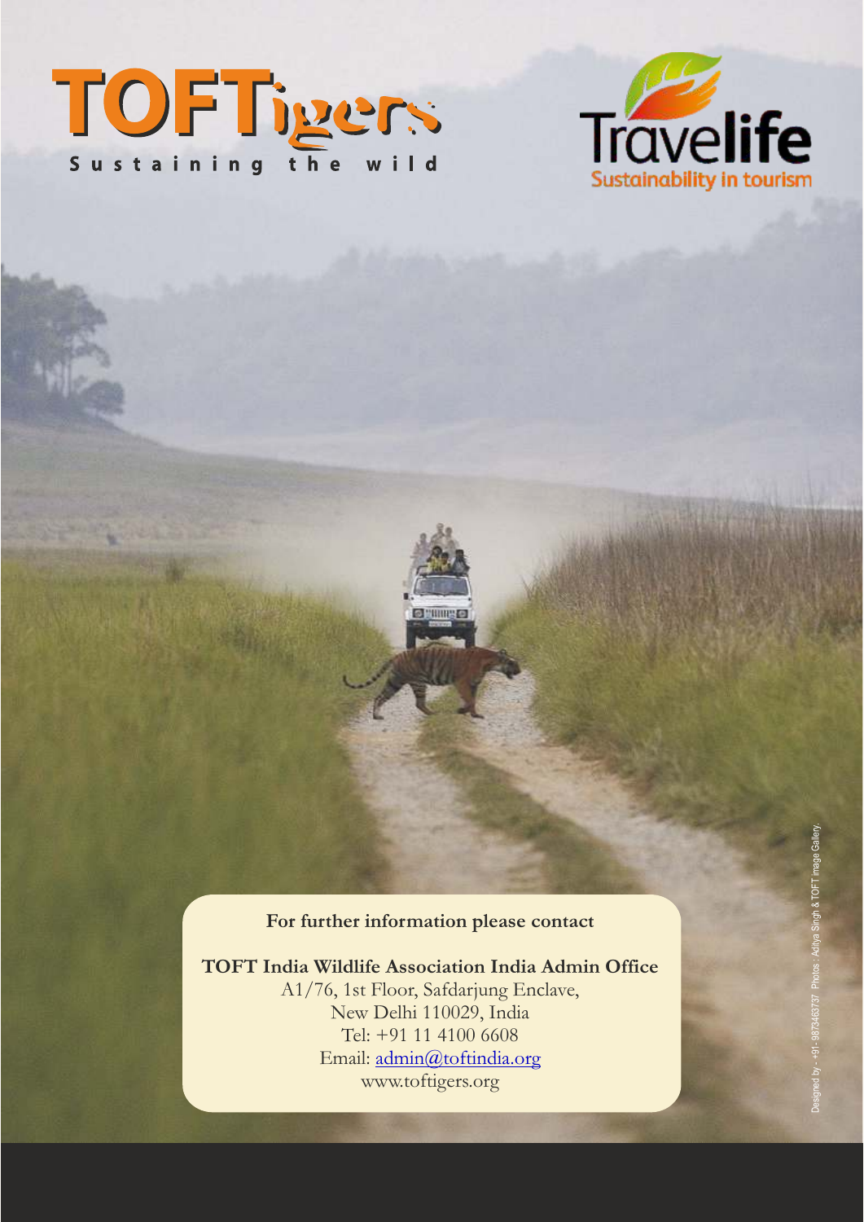TOFTigers

Sustaining the wild

Travelife

Sustainability in tourism

**For further information please contact**

**TOFT India Wildlife Association India Admin Office**

A1/76, 1st Floor, Safdarjung Enclave,
New Delhi 110029, India
Tel: +91 11 4100 6608
Email: admin@toftindia.org
www.toftigers.org

Designed by - +91- 9873463737 Photos : Aditya Singh & TOFT image Gallery.